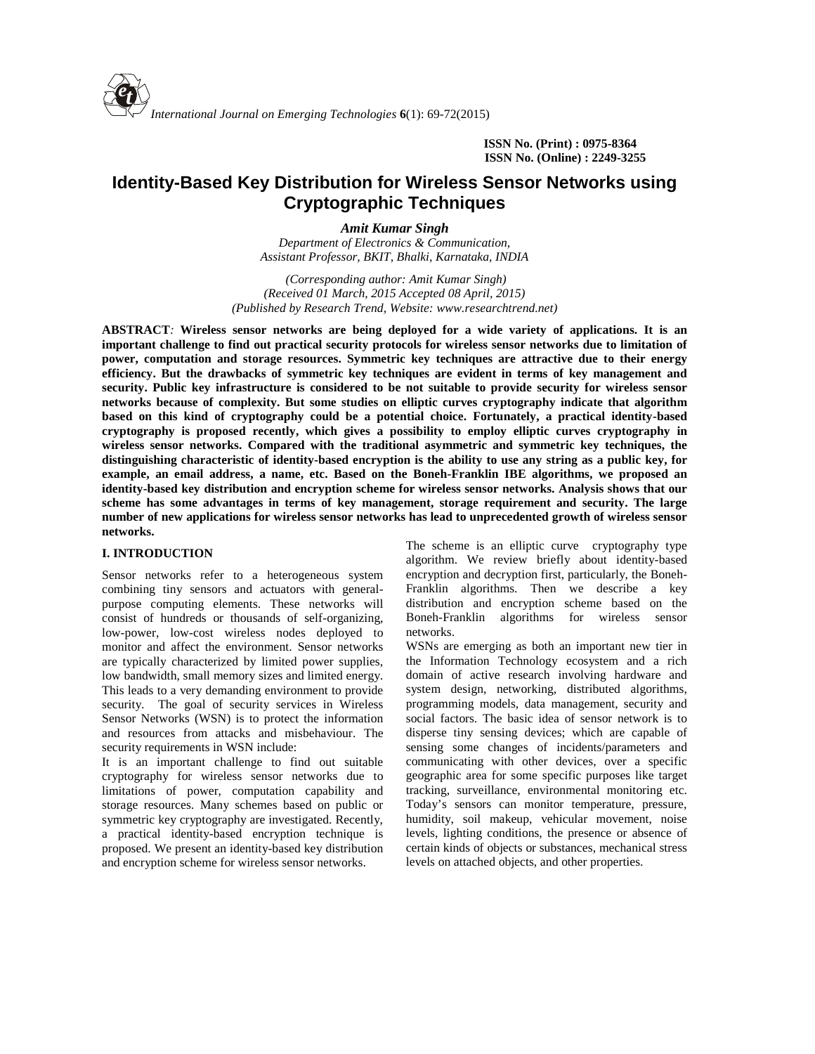ISSN No. (Print) : 0975-8364
ISSN No. (Online) : 2249-3255

# Identity-Based Key Distribution for Wireless Sensor Networks using Cryptographic Techniques

***Amit Kumar Singh***

*Department of Electronics & Communication,*
*Assistant Professor, BKIT, Bhalki, Karnataka, INDIA*

*(Corresponding author: Amit Kumar Singh)*
*(Received 01 March, 2015 Accepted 08 April, 2015)*
*(Published by Research Trend, Website: www.researchtrend.net)*

**ABSTRACT**: **Wireless sensor networks are being deployed for a wide variety of applications. It is an important challenge to find out practical security protocols for wireless sensor networks due to limitation of power, computation and storage resources. Symmetric key techniques are attractive due to their energy efficiency. But the drawbacks of symmetric key techniques are evident in terms of key management and security. Public key infrastructure is considered to be not suitable to provide security for wireless sensor networks because of complexity. But some studies on elliptic curves cryptography indicate that algorithm based on this kind of cryptography could be a potential choice. Fortunately, a practical identity-based cryptography is proposed recently, which gives a possibility to employ elliptic curves cryptography in wireless sensor networks. Compared with the traditional asymmetric and symmetric key techniques, the distinguishing characteristic of identity-based encryption is the ability to use any string as a public key, for example, an email address, a name, etc. Based on the Boneh-Franklin IBE algorithms, we proposed an identity-based key distribution and encryption scheme for wireless sensor networks. Analysis shows that our scheme has some advantages in terms of key management, storage requirement and security. The large number of new applications for wireless sensor networks has lead to unprecedented growth of wireless sensor networks.**

## I. INTRODUCTION

Sensor networks refer to a heterogeneous system combining tiny sensors and actuators with general-purpose computing elements. These networks will consist of hundreds or thousands of self-organizing, low-power, low-cost wireless nodes deployed to monitor and affect the environment. Sensor networks are typically characterized by limited power supplies, low bandwidth, small memory sizes and limited energy. This leads to a very demanding environment to provide security. The goal of security services in Wireless Sensor Networks (WSN) is to protect the information and resources from attacks and misbehaviour. The security requirements in WSN include:

It is an important challenge to find out suitable cryptography for wireless sensor networks due to limitations of power, computation capability and storage resources. Many schemes based on public or symmetric key cryptography are investigated. Recently, a practical identity-based encryption technique is proposed. We present an identity-based key distribution and encryption scheme for wireless sensor networks. The scheme is an elliptic curve cryptography type algorithm. We review briefly about identity-based encryption and decryption first, particularly, the Boneh-Franklin algorithms. Then we describe a key distribution and encryption scheme based on the Boneh-Franklin algorithms for wireless sensor networks.

WSNs are emerging as both an important new tier in the Information Technology ecosystem and a rich domain of active research involving hardware and system design, networking, distributed algorithms, programming models, data management, security and social factors. The basic idea of sensor network is to disperse tiny sensing devices; which are capable of sensing some changes of incidents/parameters and communicating with other devices, over a specific geographic area for some specific purposes like target tracking, surveillance, environmental monitoring etc. Today's sensors can monitor temperature, pressure, humidity, soil makeup, vehicular movement, noise levels, lighting conditions, the presence or absence of certain kinds of objects or substances, mechanical stress levels on attached objects, and other properties.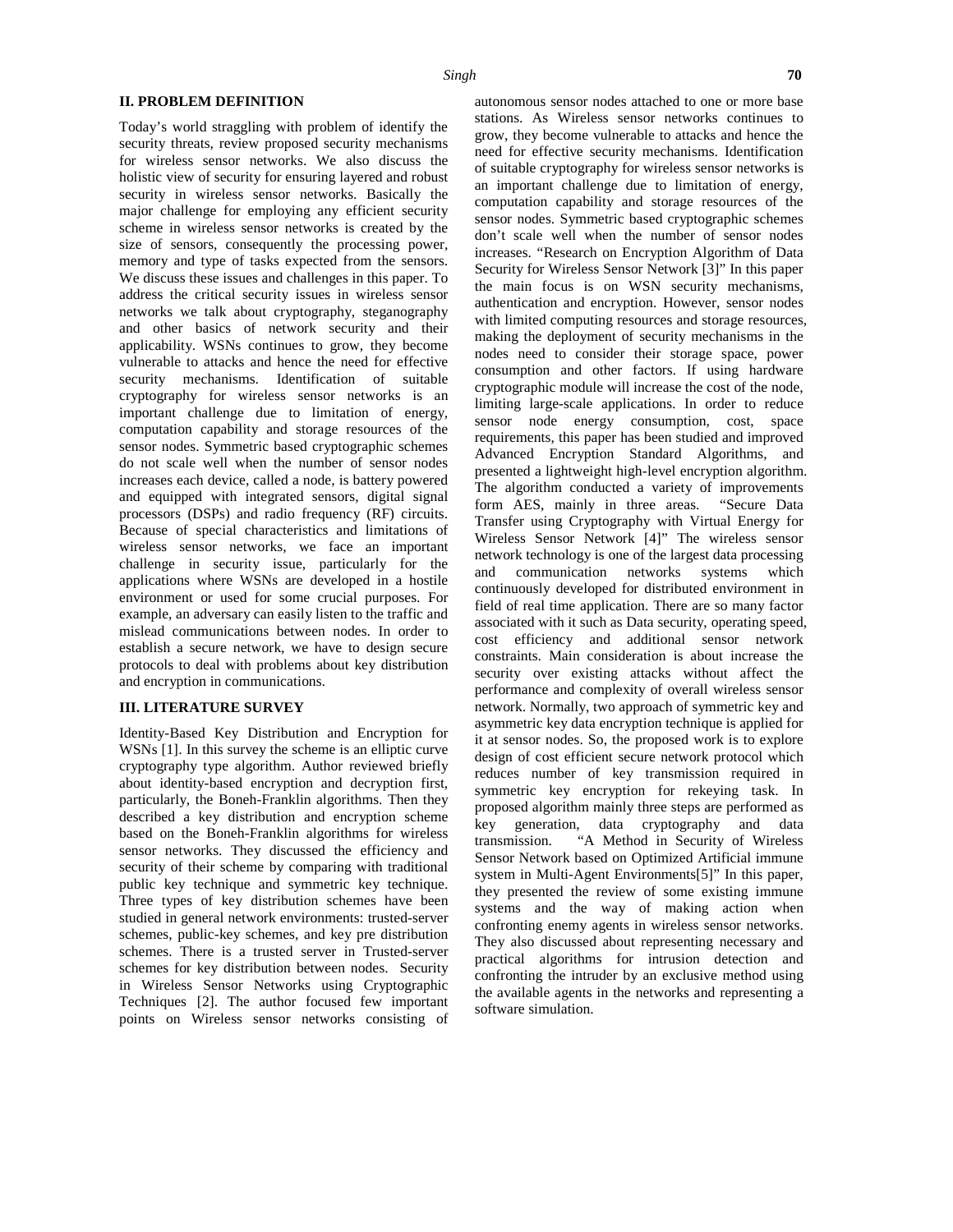## II. PROBLEM DEFINITION

Today's world straggling with problem of identify the security threats, review proposed security mechanisms for wireless sensor networks. We also discuss the holistic view of security for ensuring layered and robust security in wireless sensor networks. Basically the major challenge for employing any efficient security scheme in wireless sensor networks is created by the size of sensors, consequently the processing power, memory and type of tasks expected from the sensors. We discuss these issues and challenges in this paper. To address the critical security issues in wireless sensor networks we talk about cryptography, steganography and other basics of network security and their applicability. WSNs continues to grow, they become vulnerable to attacks and hence the need for effective security mechanisms. Identification of suitable cryptography for wireless sensor networks is an important challenge due to limitation of energy, computation capability and storage resources of the sensor nodes. Symmetric based cryptographic schemes do not scale well when the number of sensor nodes increases each device, called a node, is battery powered and equipped with integrated sensors, digital signal processors (DSPs) and radio frequency (RF) circuits. Because of special characteristics and limitations of wireless sensor networks, we face an important challenge in security issue, particularly for the applications where WSNs are developed in a hostile environment or used for some crucial purposes. For example, an adversary can easily listen to the traffic and mislead communications between nodes. In order to establish a secure network, we have to design secure protocols to deal with problems about key distribution and encryption in communications.

## III. LITERATURE SURVEY

Identity-Based Key Distribution and Encryption for WSNs [1]. In this survey the scheme is an elliptic curve cryptography type algorithm. Author reviewed briefly about identity-based encryption and decryption first, particularly, the Boneh-Franklin algorithms. Then they described a key distribution and encryption scheme based on the Boneh-Franklin algorithms for wireless sensor networks. They discussed the efficiency and security of their scheme by comparing with traditional public key technique and symmetric key technique. Three types of key distribution schemes have been studied in general network environments: trusted-server schemes, public-key schemes, and key pre distribution schemes. There is a trusted server in Trusted-server schemes for key distribution between nodes. Security in Wireless Sensor Networks using Cryptographic Techniques [2]. The author focused few important points on Wireless sensor networks consisting of autonomous sensor nodes attached to one or more base stations. As Wireless sensor networks continues to grow, they become vulnerable to attacks and hence the need for effective security mechanisms. Identification of suitable cryptography for wireless sensor networks is an important challenge due to limitation of energy, computation capability and storage resources of the sensor nodes. Symmetric based cryptographic schemes don't scale well when the number of sensor nodes increases. "Research on Encryption Algorithm of Data Security for Wireless Sensor Network [3]" In this paper the main focus is on WSN security mechanisms, authentication and encryption. However, sensor nodes with limited computing resources and storage resources, making the deployment of security mechanisms in the nodes need to consider their storage space, power consumption and other factors. If using hardware cryptographic module will increase the cost of the node, limiting large-scale applications. In order to reduce sensor node energy consumption, cost, space requirements, this paper has been studied and improved Advanced Encryption Standard Algorithms, and presented a lightweight high-level encryption algorithm. The algorithm conducted a variety of improvements form AES, mainly in three areas. "Secure Data Transfer using Cryptography with Virtual Energy for Wireless Sensor Network [4]" The wireless sensor network technology is one of the largest data processing and communication networks systems which continuously developed for distributed environment in field of real time application. There are so many factor associated with it such as Data security, operating speed, cost efficiency and additional sensor network constraints. Main consideration is about increase the security over existing attacks without affect the performance and complexity of overall wireless sensor network. Normally, two approach of symmetric key and asymmetric key data encryption technique is applied for it at sensor nodes. So, the proposed work is to explore design of cost efficient secure network protocol which reduces number of key transmission required in symmetric key encryption for rekeying task. In proposed algorithm mainly three steps are performed as key generation, data cryptography and data transmission. "A Method in Security of Wireless Sensor Network based on Optimized Artificial immune system in Multi-Agent Environments[5]" In this paper, they presented the review of some existing immune systems and the way of making action when confronting enemy agents in wireless sensor networks. They also discussed about representing necessary and practical algorithms for intrusion detection and confronting the intruder by an exclusive method using the available agents in the networks and representing a software simulation.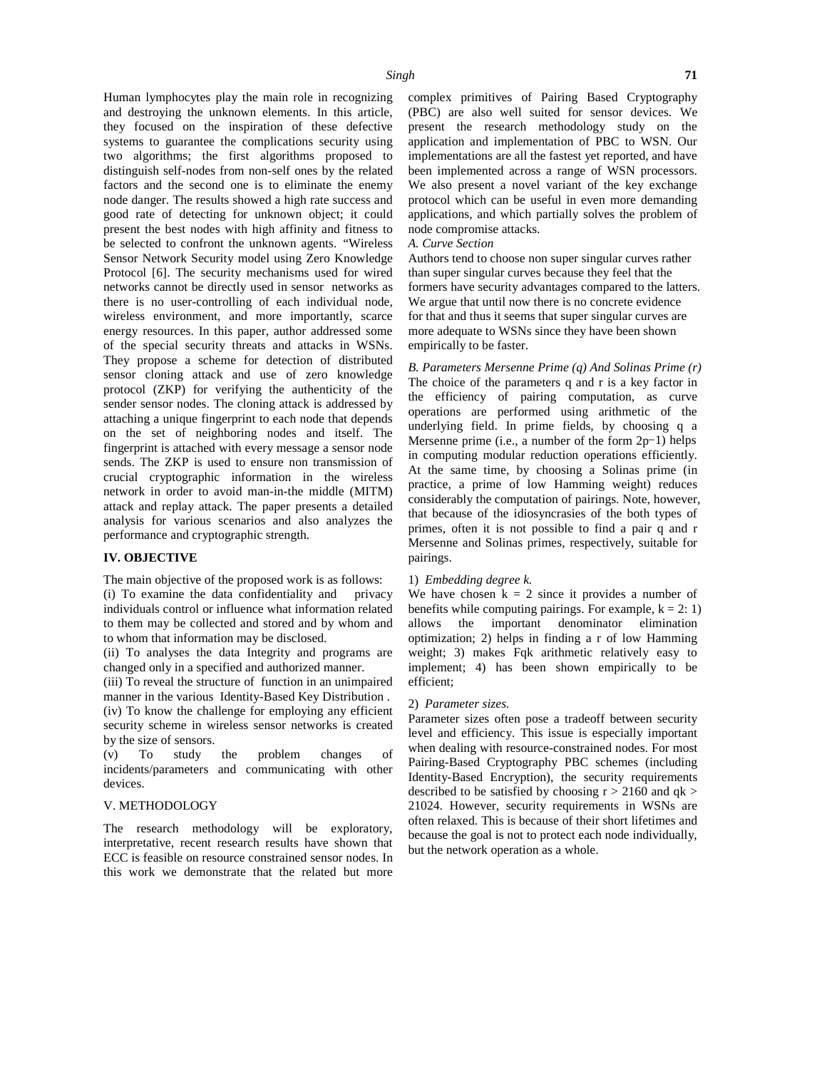Human lymphocytes play the main role in recognizing and destroying the unknown elements. In this article, they focused on the inspiration of these defective systems to guarantee the complications security using two algorithms; the first algorithms proposed to distinguish self-nodes from non-self ones by the related factors and the second one is to eliminate the enemy node danger. The results showed a high rate success and good rate of detecting for unknown object; it could present the best nodes with high affinity and fitness to be selected to confront the unknown agents. "Wireless Sensor Network Security model using Zero Knowledge Protocol [6]. The security mechanisms used for wired networks cannot be directly used in sensor networks as there is no user-controlling of each individual node, wireless environment, and more importantly, scarce energy resources. In this paper, author addressed some of the special security threats and attacks in WSNs. They propose a scheme for detection of distributed sensor cloning attack and use of zero knowledge protocol (ZKP) for verifying the authenticity of the sender sensor nodes. The cloning attack is addressed by attaching a unique fingerprint to each node that depends on the set of neighboring nodes and itself. The fingerprint is attached with every message a sensor node sends. The ZKP is used to ensure non transmission of crucial cryptographic information in the wireless network in order to avoid man-in-the middle (MITM) attack and replay attack. The paper presents a detailed analysis for various scenarios and also analyzes the performance and cryptographic strength.

## IV. OBJECTIVE

The main objective of the proposed work is as follows:

(i) To examine the data confidentiality and privacy individuals control or influence what information related to them may be collected and stored and by whom and to whom that information may be disclosed.

(ii) To analyses the data Integrity and programs are changed only in a specified and authorized manner.

(iii) To reveal the structure of function in an unimpaired manner in the various Identity-Based Key Distribution .

(iv) To know the challenge for employing any efficient security scheme in wireless sensor networks is created by the size of sensors.

(v) To study the problem changes of incidents/parameters and communicating with other devices.

## V. METHODOLOGY

The research methodology will be exploratory, interpretative, recent research results have shown that ECC is feasible on resource constrained sensor nodes. In this work we demonstrate that the related but more complex primitives of Pairing Based Cryptography (PBC) are also well suited for sensor devices. We present the research methodology study on the application and implementation of PBC to WSN. Our implementations are all the fastest yet reported, and have been implemented across a range of WSN processors. We also present a novel variant of the key exchange protocol which can be useful in even more demanding applications, and which partially solves the problem of node compromise attacks.

### *A. Curve Section*

Authors tend to choose non super singular curves rather than super singular curves because they feel that the formers have security advantages compared to the latters. We argue that until now there is no concrete evidence for that and thus it seems that super singular curves are more adequate to WSNs since they have been shown empirically to be faster.

### *B. Parameters Mersenne Prime (q) And Solinas Prime (r)*

The choice of the parameters q and r is a key factor in the efficiency of pairing computation, as curve operations are performed using arithmetic of the underlying field. In prime fields, by choosing q a Mersenne prime (i.e., a number of the form 2p−1) helps in computing modular reduction operations efficiently. At the same time, by choosing a Solinas prime (in practice, a prime of low Hamming weight) reduces considerably the computation of pairings. Note, however, that because of the idiosyncrasies of the both types of primes, often it is not possible to find a pair q and r Mersenne and Solinas primes, respectively, suitable for pairings.

1) *Embedding degree k.*

We have chosen k = 2 since it provides a number of benefits while computing pairings. For example, k = 2: 1) allows the important denominator elimination optimization; 2) helps in finding a r of low Hamming weight; 3) makes Fqk arithmetic relatively easy to implement; 4) has been shown empirically to be efficient;

2) *Parameter sizes.*

Parameter sizes often pose a tradeoff between security level and efficiency. This issue is especially important when dealing with resource-constrained nodes. For most Pairing-Based Cryptography PBC schemes (including Identity-Based Encryption), the security requirements described to be satisfied by choosing r > 2160 and qk > 21024. However, security requirements in WSNs are often relaxed. This is because of their short lifetimes and because the goal is not to protect each node individually, but the network operation as a whole.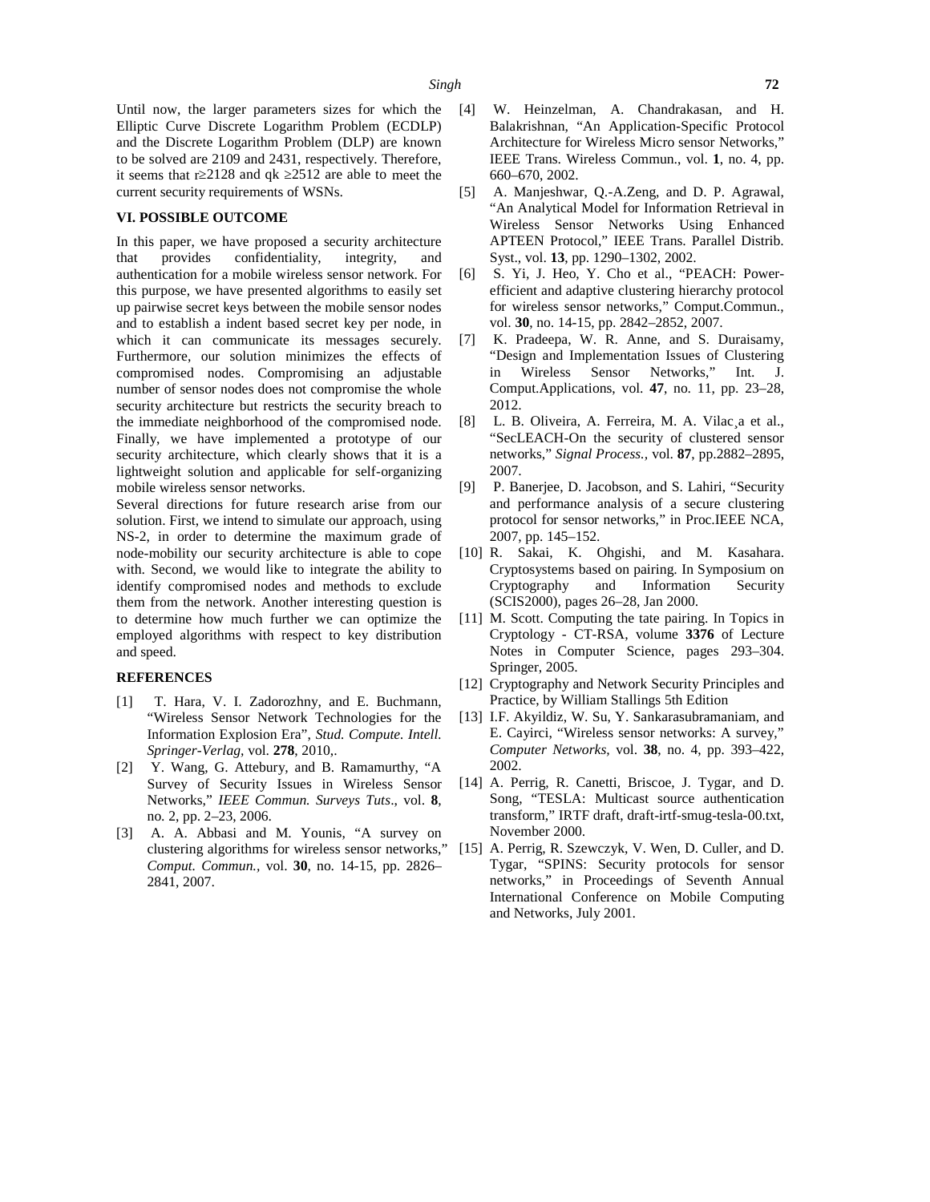Until now, the larger parameters sizes for which the Elliptic Curve Discrete Logarithm Problem (ECDLP) and the Discrete Logarithm Problem (DLP) are known to be solved are 2109 and 2431, respectively. Therefore, it seems that $r \geq 2128$ and $qk \geq 2512$ are able to meet the current security requirements of WSNs.

## VI. POSSIBLE OUTCOME

In this paper, we have proposed a security architecture that provides confidentiality, integrity, and authentication for a mobile wireless sensor network. For this purpose, we have presented algorithms to easily set up pairwise secret keys between the mobile sensor nodes and to establish a indent based secret key per node, in which it can communicate its messages securely. Furthermore, our solution minimizes the effects of compromised nodes. Compromising an adjustable number of sensor nodes does not compromise the whole security architecture but restricts the security breach to the immediate neighborhood of the compromised node. Finally, we have implemented a prototype of our security architecture, which clearly shows that it is a lightweight solution and applicable for self-organizing mobile wireless sensor networks.

Several directions for future research arise from our solution. First, we intend to simulate our approach, using NS-2, in order to determine the maximum grade of node-mobility our security architecture is able to cope with. Second, we would like to integrate the ability to identify compromised nodes and methods to exclude them from the network. Another interesting question is to determine how much further we can optimize the employed algorithms with respect to key distribution and speed.

## REFERENCES

[1] T. Hara, V. I. Zadorozhny, and E. Buchmann, "Wireless Sensor Network Technologies for the Information Explosion Era", *Stud. Compute. Intell. Springer-Verlag*, vol. **278**, 2010,.

[2] Y. Wang, G. Attebury, and B. Ramamurthy, "A Survey of Security Issues in Wireless Sensor Networks," *IEEE Commun. Surveys Tuts*., vol. **8**, no. 2, pp. 2–23, 2006.

[3] A. A. Abbasi and M. Younis, "A survey on clustering algorithms for wireless sensor networks," *Comput. Commun.*, vol. **30**, no. 14-15, pp. 2826–2841, 2007.

[4] W. Heinzelman, A. Chandrakasan, and H. Balakrishnan, "An Application-Specific Protocol Architecture for Wireless Micro sensor Networks," IEEE Trans. Wireless Commun., vol. **1**, no. 4, pp. 660–670, 2002.

[5] A. Manjeshwar, Q.-A.Zeng, and D. P. Agrawal, "An Analytical Model for Information Retrieval in Wireless Sensor Networks Using Enhanced APTEEN Protocol," IEEE Trans. Parallel Distrib. Syst., vol. **13**, pp. 1290–1302, 2002.

[6] S. Yi, J. Heo, Y. Cho et al., "PEACH: Power-efficient and adaptive clustering hierarchy protocol for wireless sensor networks," Comput.Commun., vol. **30**, no. 14-15, pp. 2842–2852, 2007.

[7] K. Pradeepa, W. R. Anne, and S. Duraisamy, "Design and Implementation Issues of Clustering in Wireless Sensor Networks," Int. J. Comput.Applications, vol. **47**, no. 11, pp. 23–28, 2012.

[8] L. B. Oliveira, A. Ferreira, M. A. Vilac¸a et al., "SecLEACH-On the security of clustered sensor networks," *Signal Process.*, vol. **87**, pp.2882–2895, 2007.

[9] P. Banerjee, D. Jacobson, and S. Lahiri, "Security and performance analysis of a secure clustering protocol for sensor networks," in Proc.IEEE NCA, 2007, pp. 145–152.

[10] R. Sakai, K. Ohgishi, and M. Kasahara. Cryptosystems based on pairing. In Symposium on Cryptography and Information Security (SCIS2000), pages 26–28, Jan 2000.

[11] M. Scott. Computing the tate pairing. In Topics in Cryptology - CT-RSA, volume **3376** of Lecture Notes in Computer Science, pages 293–304. Springer, 2005.

[12] Cryptography and Network Security Principles and Practice, by William Stallings 5th Edition

[13] I.F. Akyildiz, W. Su, Y. Sankarasubramaniam, and E. Cayirci, "Wireless sensor networks: A survey," *Computer Networks*, vol. **38**, no. 4, pp. 393–422, 2002.

[14] A. Perrig, R. Canetti, Briscoe, J. Tygar, and D. Song, "TESLA: Multicast source authentication transform," IRTF draft, draft-irtf-smug-tesla-00.txt, November 2000.

[15] A. Perrig, R. Szewczyk, V. Wen, D. Culler, and D. Tygar, "SPINS: Security protocols for sensor networks," in Proceedings of Seventh Annual International Conference on Mobile Computing and Networks, July 2001.